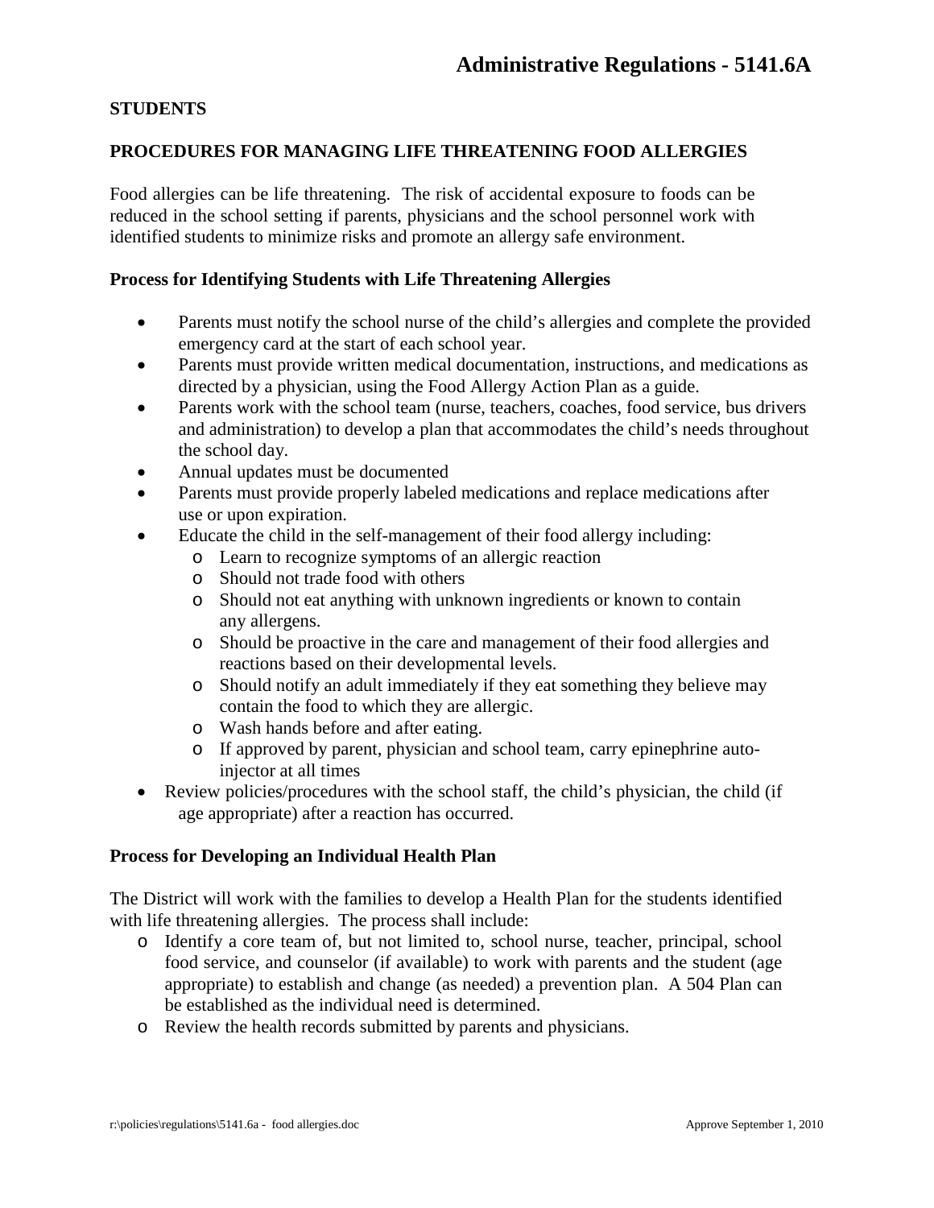# Administrative Regulations - 5141.6A

**STUDENTS**

## PROCEDURES FOR MANAGING LIFE THREATENING FOOD ALLERGIES

Food allergies can be life threatening. The risk of accidental exposure to foods can be reduced in the school setting if parents, physicians and the school personnel work with identified students to minimize risks and promote an allergy safe environment.

### Process for Identifying Students with Life Threatening Allergies

- Parents must notify the school nurse of the child's allergies and complete the provided emergency card at the start of each school year.
- Parents must provide written medical documentation, instructions, and medications as directed by a physician, using the Food Allergy Action Plan as a guide.
- Parents work with the school team (nurse, teachers, coaches, food service, bus drivers and administration) to develop a plan that accommodates the child's needs throughout the school day.
- Annual updates must be documented
- Parents must provide properly labeled medications and replace medications after use or upon expiration.
- Educate the child in the self-management of their food allergy including:
  - Learn to recognize symptoms of an allergic reaction
  - Should not trade food with others
  - Should not eat anything with unknown ingredients or known to contain any allergens.
  - Should be proactive in the care and management of their food allergies and reactions based on their developmental levels.
  - Should notify an adult immediately if they eat something they believe may contain the food to which they are allergic.
  - Wash hands before and after eating.
  - If approved by parent, physician and school team, carry epinephrine auto-injector at all times
- Review policies/procedures with the school staff, the child's physician, the child (if age appropriate) after a reaction has occurred.

### Process for Developing an Individual Health Plan

The District will work with the families to develop a Health Plan for the students identified with life threatening allergies. The process shall include:

- Identify a core team of, but not limited to, school nurse, teacher, principal, school food service, and counselor (if available) to work with parents and the student (age appropriate) to establish and change (as needed) a prevention plan. A 504 Plan can be established as the individual need is determined.
- Review the health records submitted by parents and physicians.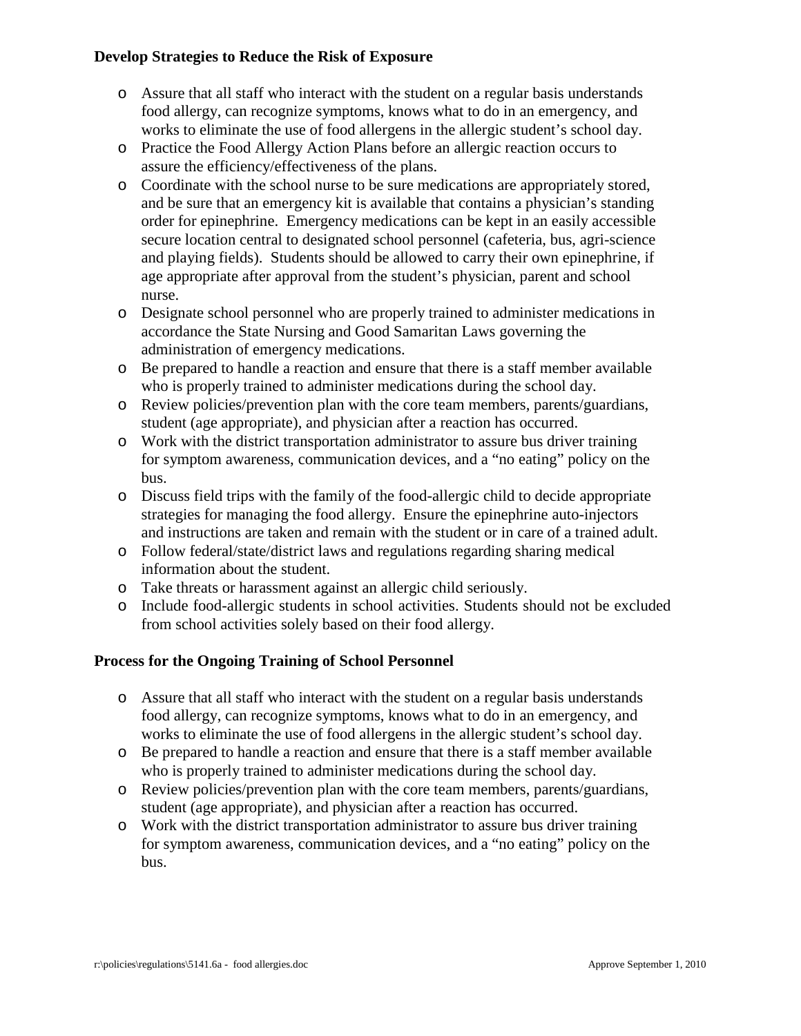### Develop Strategies to Reduce the Risk of Exposure

- Assure that all staff who interact with the student on a regular basis understands food allergy, can recognize symptoms, knows what to do in an emergency, and works to eliminate the use of food allergens in the allergic student's school day.
- Practice the Food Allergy Action Plans before an allergic reaction occurs to assure the efficiency/effectiveness of the plans.
- Coordinate with the school nurse to be sure medications are appropriately stored, and be sure that an emergency kit is available that contains a physician's standing order for epinephrine. Emergency medications can be kept in an easily accessible secure location central to designated school personnel (cafeteria, bus, agri-science and playing fields). Students should be allowed to carry their own epinephrine, if age appropriate after approval from the student's physician, parent and school nurse.
- Designate school personnel who are properly trained to administer medications in accordance the State Nursing and Good Samaritan Laws governing the administration of emergency medications.
- Be prepared to handle a reaction and ensure that there is a staff member available who is properly trained to administer medications during the school day.
- Review policies/prevention plan with the core team members, parents/guardians, student (age appropriate), and physician after a reaction has occurred.
- Work with the district transportation administrator to assure bus driver training for symptom awareness, communication devices, and a "no eating" policy on the bus.
- Discuss field trips with the family of the food-allergic child to decide appropriate strategies for managing the food allergy. Ensure the epinephrine auto-injectors and instructions are taken and remain with the student or in care of a trained adult.
- Follow federal/state/district laws and regulations regarding sharing medical information about the student.
- Take threats or harassment against an allergic child seriously.
- Include food-allergic students in school activities. Students should not be excluded from school activities solely based on their food allergy.

### Process for the Ongoing Training of School Personnel

- Assure that all staff who interact with the student on a regular basis understands food allergy, can recognize symptoms, knows what to do in an emergency, and works to eliminate the use of food allergens in the allergic student's school day.
- Be prepared to handle a reaction and ensure that there is a staff member available who is properly trained to administer medications during the school day.
- Review policies/prevention plan with the core team members, parents/guardians, student (age appropriate), and physician after a reaction has occurred.
- Work with the district transportation administrator to assure bus driver training for symptom awareness, communication devices, and a "no eating" policy on the bus.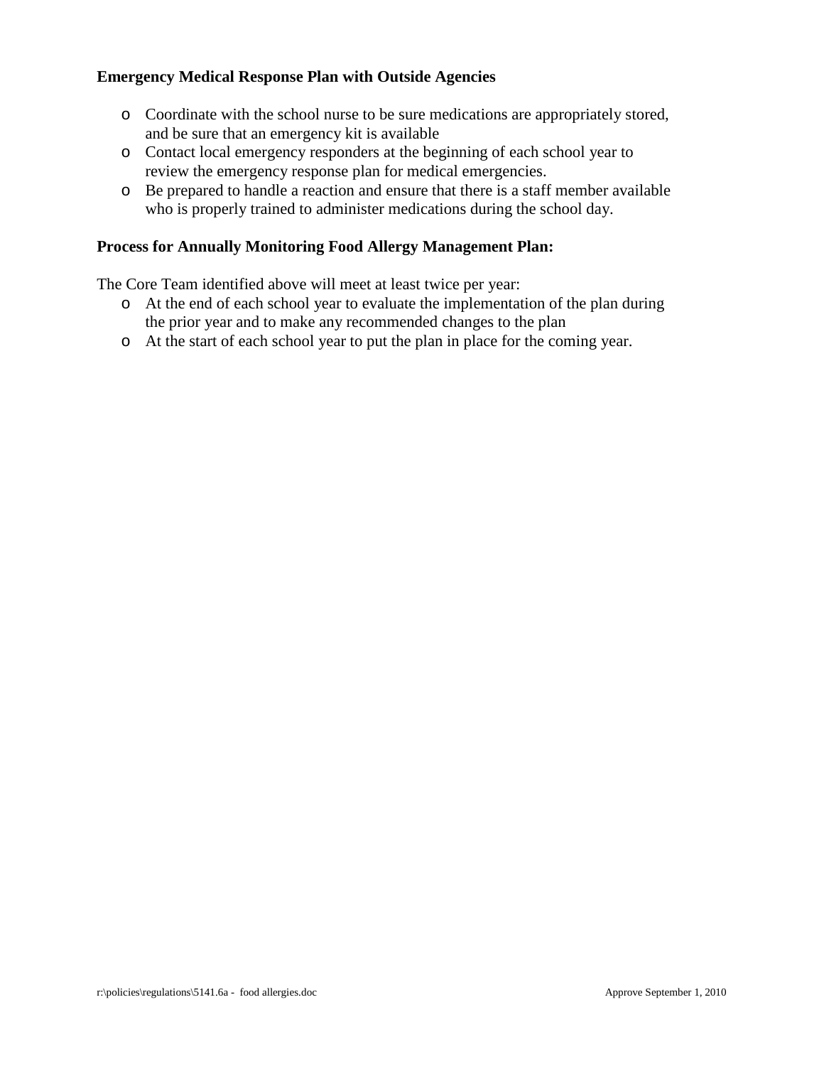**Emergency Medical Response Plan with Outside Agencies**

- Coordinate with the school nurse to be sure medications are appropriately stored, and be sure that an emergency kit is available
- Contact local emergency responders at the beginning of each school year to review the emergency response plan for medical emergencies.
- Be prepared to handle a reaction and ensure that there is a staff member available who is properly trained to administer medications during the school day.

**Process for Annually Monitoring Food Allergy Management Plan:**

The Core Team identified above will meet at least twice per year:

- At the end of each school year to evaluate the implementation of the plan during the prior year and to make any recommended changes to the plan
- At the start of each school year to put the plan in place for the coming year.